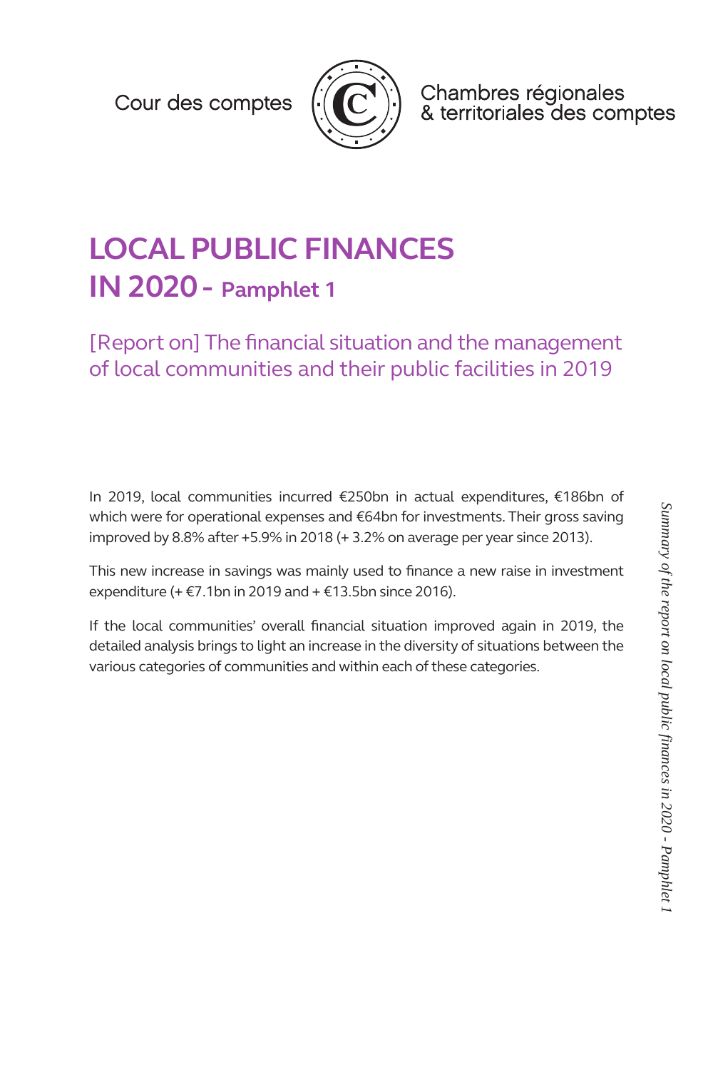Cour des comptes

Chambres régionales & territoriales des comptes

# LOCAL PUBLIC FINANCES IN 2020 - Pamphlet 1

## [Report on] The financial situation and the management of local communities and their public facilities in 2019

In 2019, local communities incurred €250bn in actual expenditures, €186bn of which were for operational expenses and €64bn for investments. Their gross saving improved by 8.8% after +5.9% in 2018 (+ 3.2% on average per year since 2013).

This new increase in savings was mainly used to finance a new raise in investment expenditure (+ €7.1bn in 2019 and + €13.5bn since 2016).

If the local communities' overall financial situation improved again in 2019, the detailed analysis brings to light an increase in the diversity of situations between the various categories of communities and within each of these categories.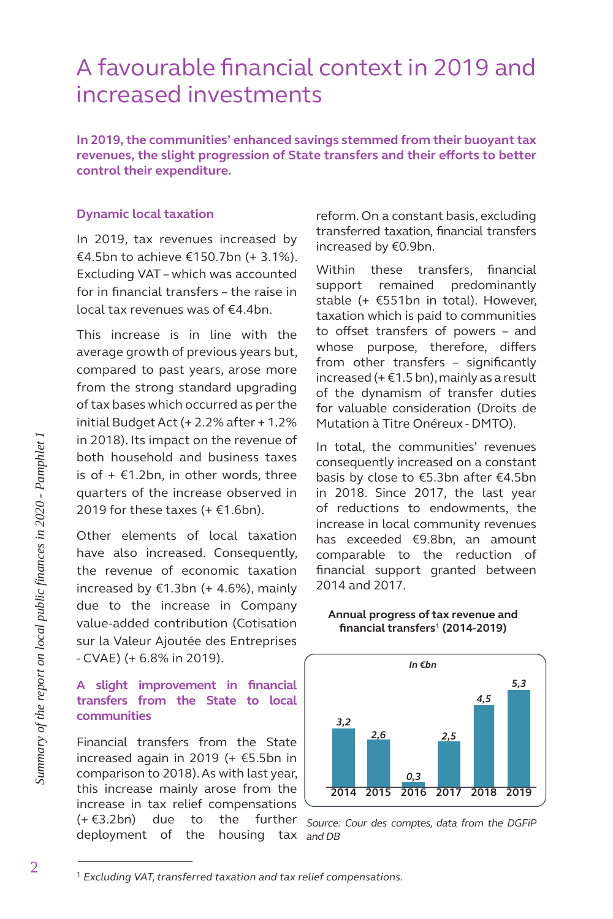# A favourable financial context in 2019 and increased investments

**In 2019, the communities' enhanced savings stemmed from their buoyant tax revenues, the slight progression of State transfers and their efforts to better control their expenditure.**

### Dynamic local taxation

In 2019, tax revenues increased by €4.5bn to achieve €150.7bn (+ 3.1%). Excluding VAT – which was accounted for in financial transfers – the raise in local tax revenues was of €4.4bn.

This increase is in line with the average growth of previous years but, compared to past years, arose more from the strong standard upgrading of tax bases which occurred as per the initial Budget Act (+ 2.2% after + 1.2% in 2018). Its impact on the revenue of both household and business taxes is of + €1.2bn, in other words, three quarters of the increase observed in 2019 for these taxes (+ €1.6bn).

Other elements of local taxation have also increased. Consequently, the revenue of economic taxation increased by €1.3bn (+ 4.6%), mainly due to the increase in Company value-added contribution (Cotisation sur la Valeur Ajoutée des Entreprises - CVAE) (+ 6.8% in 2019).

### A slight improvement in financial transfers from the State to local communities

Financial transfers from the State increased again in 2019 (+ €5.5bn in comparison to 2018). As with last year, this increase mainly arose from the increase in tax relief compensations (+ €3.2bn) due to the further deployment of the housing tax reform. On a constant basis, excluding transferred taxation, financial transfers increased by €0.9bn.

Within these transfers, financial support remained predominantly stable (+ €551bn in total). However, taxation which is paid to communities to offset transfers of powers – and whose purpose, therefore, differs from other transfers – significantly increased (+ €1.5 bn), mainly as a result of the dynamism of transfer duties for valuable consideration (Droits de Mutation à Titre Onéreux - DMTO).

In total, the communities' revenues consequently increased on a constant basis by close to €5.3bn after €4.5bn in 2018. Since 2017, the last year of reductions to endowments, the increase in local community revenues has exceeded €9.8bn, an amount comparable to the reduction of financial support granted between 2014 and 2017.

**Annual progress of tax revenue and financial transfers[1] (2014-2019)**

*In €bn*

3,2
2,6
0,3
2,5
4,5
5,3

2014 2015 2016 2017 2018 2019

*Source: Cour des comptes, data from the DGFiP and DB*

---

[1] *Excluding VAT, transferred taxation and tax relief compensations.*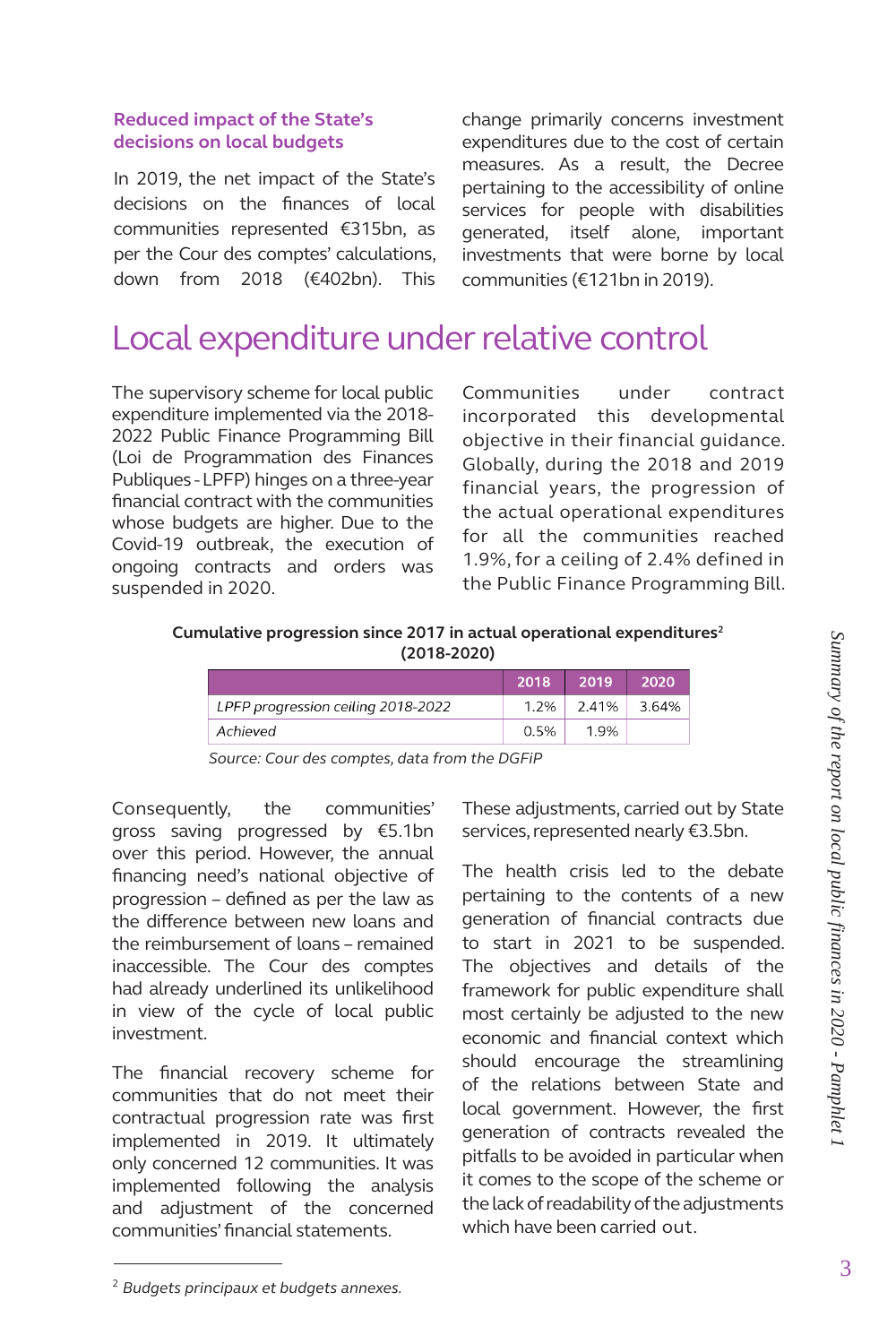### Reduced impact of the State's decisions on local budgets

In 2019, the net impact of the State's decisions on the finances of local communities represented €315bn, as per the Cour des comptes' calculations, down from 2018 (€402bn). This change primarily concerns investment expenditures due to the cost of certain measures. As a result, the Decree pertaining to the accessibility of online services for people with disabilities generated, itself alone, important investments that were borne by local communities (€121bn in 2019).

## Local expenditure under relative control

The supervisory scheme for local public expenditure implemented via the 2018-2022 Public Finance Programming Bill (Loi de Programmation des Finances Publiques - LPFP) hinges on a three-year financial contract with the communities whose budgets are higher. Due to the Covid-19 outbreak, the execution of ongoing contracts and orders was suspended in 2020.

Communities under contract incorporated this developmental objective in their financial guidance. Globally, during the 2018 and 2019 financial years, the progression of the actual operational expenditures for all the communities reached 1.9%, for a ceiling of 2.4% defined in the Public Finance Programming Bill.

**Cumulative progression since 2017 in actual operational expenditures[2] (2018-2020)**

| | 2018 | 2019 | 2020 |
|---|---|---|---|
| *LPFP progression ceiling 2018-2022* | 1.2% | 2.41% | 3.64% |
| *Achieved* | 0.5% | 1.9% | |

*Source: Cour des comptes, data from the DGFiP*

Consequently, the communities' gross saving progressed by €5.1bn over this period. However, the annual financing need's national objective of progression – defined as per the law as the difference between new loans and the reimbursement of loans – remained inaccessible. The Cour des comptes had already underlined its unlikelihood in view of the cycle of local public investment.

The financial recovery scheme for communities that do not meet their contractual progression rate was first implemented in 2019. It ultimately only concerned 12 communities. It was implemented following the analysis and adjustment of the concerned communities' financial statements. These adjustments, carried out by State services, represented nearly €3.5bn.

The health crisis led to the debate pertaining to the contents of a new generation of financial contracts due to start in 2021 to be suspended. The objectives and details of the framework for public expenditure shall most certainly be adjusted to the new economic and financial context which should encourage the streamlining of the relations between State and local government. However, the first generation of contracts revealed the pitfalls to be avoided in particular when it comes to the scope of the scheme or the lack of readability of the adjustments which have been carried out.

[2] *Budgets principaux et budgets annexes.*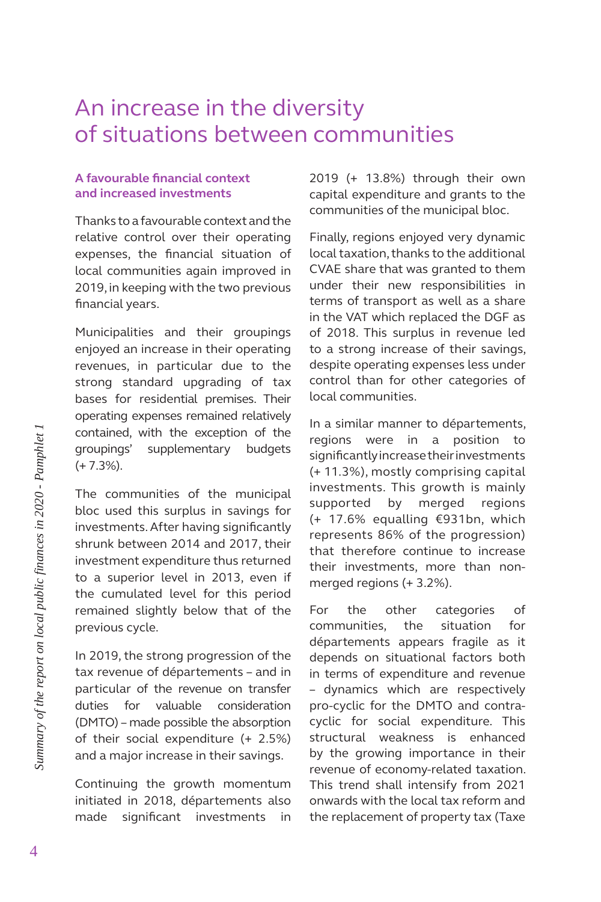# An increase in the diversity of situations between communities

### A favourable financial context and increased investments

Thanks to a favourable context and the relative control over their operating expenses, the financial situation of local communities again improved in 2019, in keeping with the two previous financial years.

Municipalities and their groupings enjoyed an increase in their operating revenues, in particular due to the strong standard upgrading of tax bases for residential premises. Their operating expenses remained relatively contained, with the exception of the groupings' supplementary budgets (+ 7.3%).

The communities of the municipal bloc used this surplus in savings for investments. After having significantly shrunk between 2014 and 2017, their investment expenditure thus returned to a superior level in 2013, even if the cumulated level for this period remained slightly below that of the previous cycle.

In 2019, the strong progression of the tax revenue of départements – and in particular of the revenue on transfer duties for valuable consideration (DMTO) – made possible the absorption of their social expenditure (+ 2.5%) and a major increase in their savings.

Continuing the growth momentum initiated in 2018, départements also made significant investments in 2019 (+ 13.8%) through their own capital expenditure and grants to the communities of the municipal bloc.

Finally, regions enjoyed very dynamic local taxation, thanks to the additional CVAE share that was granted to them under their new responsibilities in terms of transport as well as a share in the VAT which replaced the DGF as of 2018. This surplus in revenue led to a strong increase of their savings, despite operating expenses less under control than for other categories of local communities.

In a similar manner to départements, regions were in a position to significantly increase their investments (+ 11.3%), mostly comprising capital investments. This growth is mainly supported by merged regions (+ 17.6% equalling €931bn, which represents 86% of the progression) that therefore continue to increase their investments, more than non-merged regions (+ 3.2%).

For the other categories of communities, the situation for départements appears fragile as it depends on situational factors both in terms of expenditure and revenue – dynamics which are respectively pro-cyclic for the DMTO and contra-cyclic for social expenditure. This structural weakness is enhanced by the growing importance in their revenue of economy-related taxation. This trend shall intensify from 2021 onwards with the local tax reform and the replacement of property tax (Taxe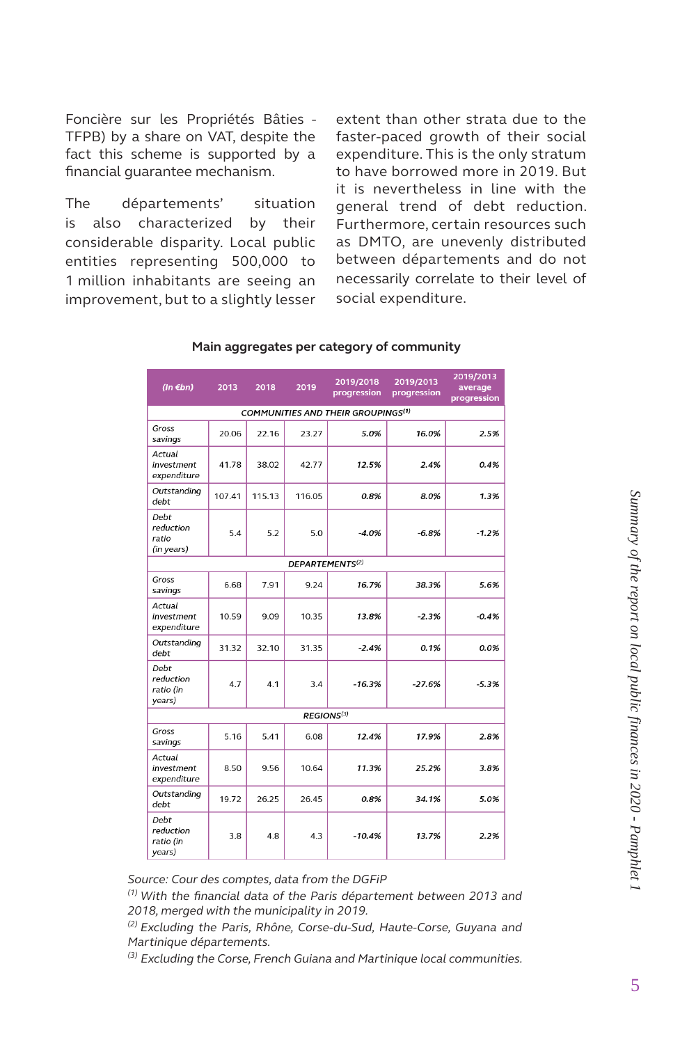Foncière sur les Propriétés Bâties - TFPB) by a share on VAT, despite the fact this scheme is supported by a financial guarantee mechanism.

The départements' situation is also characterized by their considerable disparity. Local public entities representing 500,000 to 1 million inhabitants are seeing an improvement, but to a slightly lesser extent than other strata due to the faster-paced growth of their social expenditure. This is the only stratum to have borrowed more in 2019. But it is nevertheless in line with the general trend of debt reduction. Furthermore, certain resources such as DMTO, are unevenly distributed between départements and do not necessarily correlate to their level of social expenditure.

**Main aggregates per category of community**

| (In €bn) | 2013 | 2018 | 2019 | 2019/2018 progression | 2019/2013 progression | 2019/2013 average progression |
|---|---|---|---|---|---|---|
| *COMMUNITIES AND THEIR GROUPINGS[1]* | | | | | | |
| Gross savings | 20.06 | 22.16 | 23.27 | 5.0% | 16.0% | 2.5% |
| Actual investment expenditure | 41.78 | 38.02 | 42.77 | 12.5% | 2.4% | 0.4% |
| Outstanding debt | 107.41 | 115.13 | 116.05 | 0.8% | 8.0% | 1.3% |
| Debt reduction ratio (in years) | 5.4 | 5.2 | 5.0 | -4.0% | -6.8% | -1.2% |
| *DEPARTEMENTS[2]* | | | | | | |
| Gross savings | 6.68 | 7.91 | 9.24 | 16.7% | 38.3% | 5.6% |
| Actual investment expenditure | 10.59 | 9.09 | 10.35 | 13.8% | -2.3% | -0.4% |
| Outstanding debt | 31.32 | 32.10 | 31.35 | -2.4% | 0.1% | 0.0% |
| Debt reduction ratio (in years) | 4.7 | 4.1 | 3.4 | -16.3% | -27.6% | -5.3% |
| *REGIONS[3]* | | | | | | |
| Gross savings | 5.16 | 5.41 | 6.08 | 12.4% | 17.9% | 2.8% |
| Actual investment expenditure | 8.50 | 9.56 | 10.64 | 11.3% | 25.2% | 3.8% |
| Outstanding debt | 19.72 | 26.25 | 26.45 | 0.8% | 34.1% | 5.0% |
| Debt reduction ratio (in years) | 3.8 | 4.8 | 4.3 | -10.4% | 13.7% | 2.2% |

*Source: Cour des comptes, data from the DGFiP*

*[1] With the financial data of the Paris département between 2013 and 2018, merged with the municipality in 2019.*

*[2] Excluding the Paris, Rhône, Corse-du-Sud, Haute-Corse, Guyana and Martinique départements.*

*[3] Excluding the Corse, French Guiana and Martinique local communities.*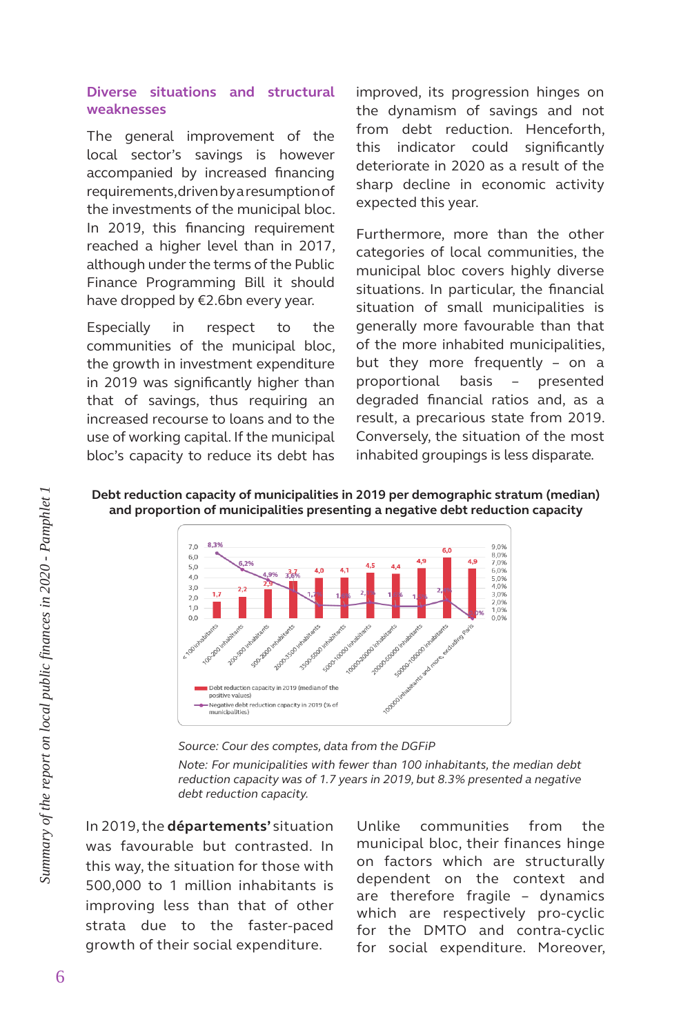### Diverse situations and structural weaknesses

The general improvement of the local sector's savings is however accompanied by increased financing requirements, driven by a resumption of the investments of the municipal bloc. In 2019, this financing requirement reached a higher level than in 2017, although under the terms of the Public Finance Programming Bill it should have dropped by €2.6bn every year.

Especially in respect to the communities of the municipal bloc, the growth in investment expenditure in 2019 was significantly higher than that of savings, thus requiring an increased recourse to loans and to the use of working capital. If the municipal bloc's capacity to reduce its debt has improved, its progression hinges on the dynamism of savings and not from debt reduction. Henceforth, this indicator could significantly deteriorate in 2020 as a result of the sharp decline in economic activity expected this year.

Furthermore, more than the other categories of local communities, the municipal bloc covers highly diverse situations. In particular, the financial situation of small municipalities is generally more favourable than that of the more inhabited municipalities, but they more frequently – on a proportional basis – presented degraded financial ratios and, as a result, a precarious state from 2019. Conversely, the situation of the most inhabited groupings is less disparate.

**Debt reduction capacity of municipalities in 2019 per demographic stratum (median) and proportion of municipalities presenting a negative debt reduction capacity**

7,0
6,0
5,0
4,0
3,0
2,0
1,0
0,0

9,0%
8,0%
7,0%
6,0%
5,0%
4,0%
3,0%
2,0%
1,0%
0,0%

8,3%
6,2%
4,9%
3,6%
1,7
2,2
2,9
3,7
4,0
4,1
4,5
4,4
4,9
6,0
4,9

< 100 inhabitants
100-200 inhabitants
200-500 inhabitants
500-2000 inhabitants
2000-3500 inhabitants
3500-5000 inhabitants
5000-10000 inhabitants
10000-20000 inhabitants
20000-50000 inhabitants
50000-100000 inhabitants
100000 inhabitants and more, excluding Paris

Debt reduction capacity in 2019 (median of the positive values)
Negative debt reduction capacity in 2019 (% of municipalities)

*Source: Cour des comptes, data from the DGFiP*

*Note: For municipalities with fewer than 100 inhabitants, the median debt reduction capacity was of 1.7 years in 2019, but 8.3% presented a negative debt reduction capacity.*

In 2019, the **départements'** situation was favourable but contrasted. In this way, the situation for those with 500,000 to 1 million inhabitants is improving less than that of other strata due to the faster-paced growth of their social expenditure.

Unlike communities from the municipal bloc, their finances hinge on factors which are structurally dependent on the context and are therefore fragile – dynamics which are respectively pro-cyclic for the DMTO and contra-cyclic for social expenditure. Moreover,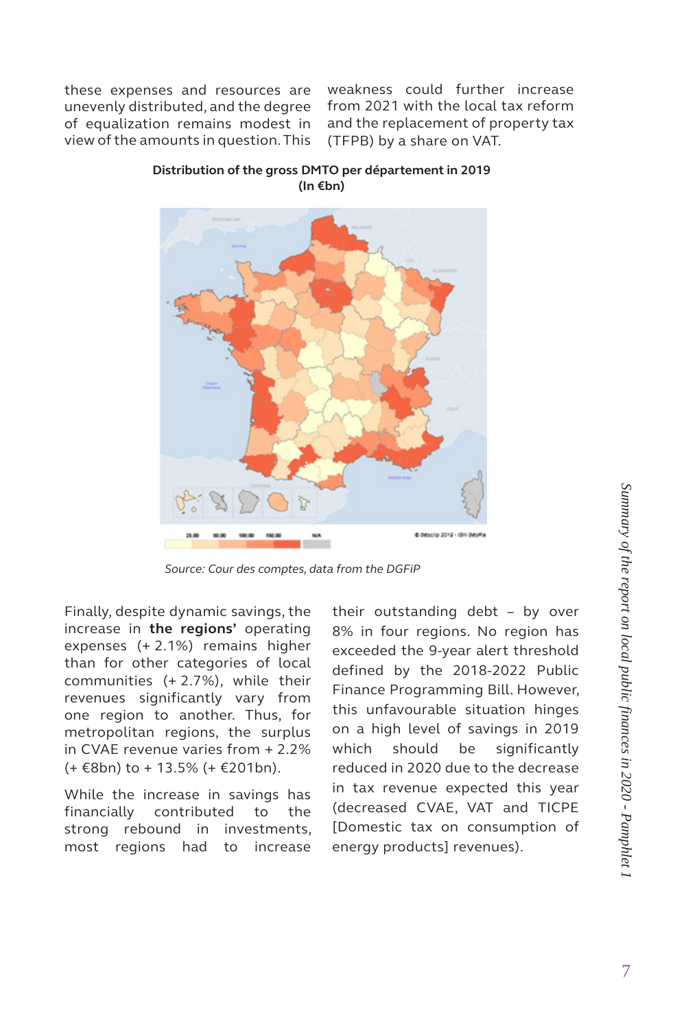these expenses and resources are unevenly distributed, and the degree of equalization remains modest in view of the amounts in question. This weakness could further increase from 2021 with the local tax reform and the replacement of property tax (TFPB) by a share on VAT.

**Distribution of the gross DMTO per département in 2019**
**(In €bn)**

25.00 50.00 100.00 150.00 N/A

© Géoclip 2019 - IGN GéoFla

*Source: Cour des comptes, data from the DGFiP*

Finally, despite dynamic savings, the increase in **the regions'** operating expenses (+ 2.1%) remains higher than for other categories of local communities (+ 2.7%), while their revenues significantly vary from one region to another. Thus, for metropolitan regions, the surplus in CVAE revenue varies from + 2.2% (+ €8bn) to + 13.5% (+ €201bn).

While the increase in savings has financially contributed to the strong rebound in investments, most regions had to increase their outstanding debt – by over 8% in four regions. No region has exceeded the 9-year alert threshold defined by the 2018-2022 Public Finance Programming Bill. However, this unfavourable situation hinges on a high level of savings in 2019 which should be significantly reduced in 2020 due to the decrease in tax revenue expected this year (decreased CVAE, VAT and TICPE [Domestic tax on consumption of energy products] revenues).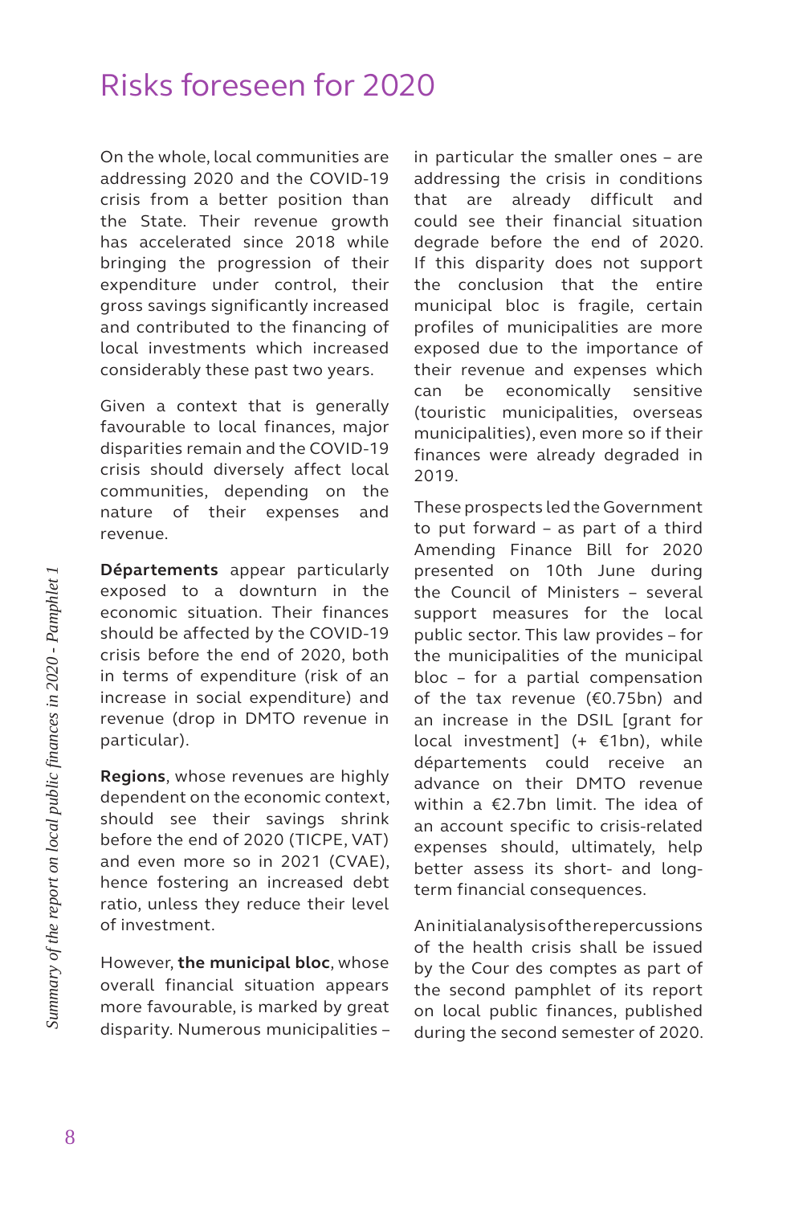# Risks foreseen for 2020

On the whole, local communities are addressing 2020 and the COVID-19 crisis from a better position than the State. Their revenue growth has accelerated since 2018 while bringing the progression of their expenditure under control, their gross savings significantly increased and contributed to the financing of local investments which increased considerably these past two years.

Given a context that is generally favourable to local finances, major disparities remain and the COVID-19 crisis should diversely affect local communities, depending on the nature of their expenses and revenue.

**Départements** appear particularly exposed to a downturn in the economic situation. Their finances should be affected by the COVID-19 crisis before the end of 2020, both in terms of expenditure (risk of an increase in social expenditure) and revenue (drop in DMTO revenue in particular).

**Regions**, whose revenues are highly dependent on the economic context, should see their savings shrink before the end of 2020 (TICPE, VAT) and even more so in 2021 (CVAE), hence fostering an increased debt ratio, unless they reduce their level of investment.

However, **the municipal bloc**, whose overall financial situation appears more favourable, is marked by great disparity. Numerous municipalities – in particular the smaller ones – are addressing the crisis in conditions that are already difficult and could see their financial situation degrade before the end of 2020. If this disparity does not support the conclusion that the entire municipal bloc is fragile, certain profiles of municipalities are more exposed due to the importance of their revenue and expenses which can be economically sensitive (touristic municipalities, overseas municipalities), even more so if their finances were already degraded in 2019.

These prospects led the Government to put forward – as part of a third Amending Finance Bill for 2020 presented on 10th June during the Council of Ministers – several support measures for the local public sector. This law provides – for the municipalities of the municipal bloc – for a partial compensation of the tax revenue (€0.75bn) and an increase in the DSIL [grant for local investment] (+ €1bn), while départements could receive an advance on their DMTO revenue within a €2.7bn limit. The idea of an account specific to crisis-related expenses should, ultimately, help better assess its short- and long-term financial consequences.

An initial analysis of the repercussions of the health crisis shall be issued by the Cour des comptes as part of the second pamphlet of its report on local public finances, published during the second semester of 2020.